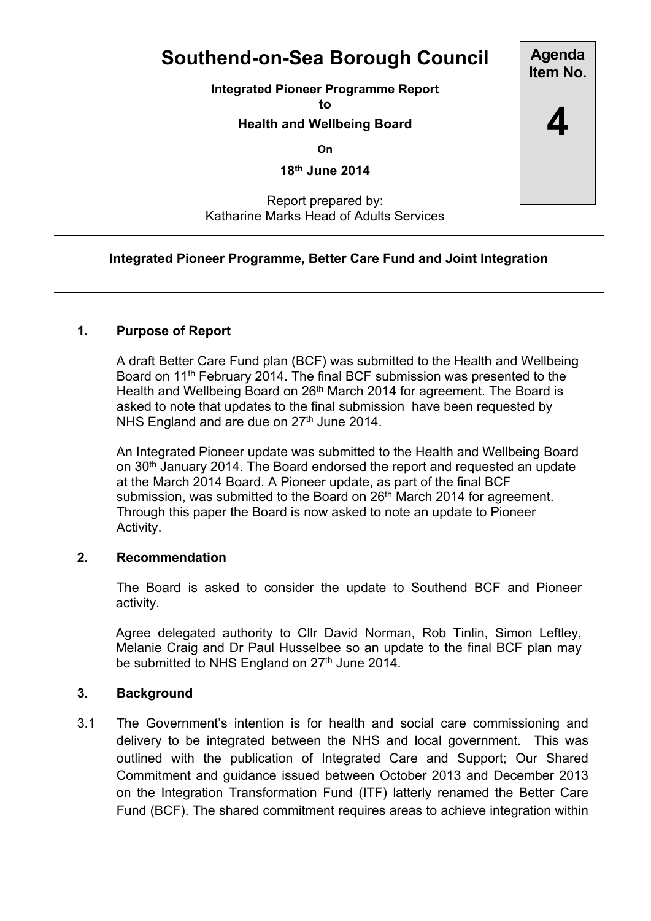# Southend-on-Sea Borough Council

**Agenda Item No.**

**4**

**Integrated Pioneer Programme Report**
**to**
**Health and Wellbeing Board**

**On**

**18th June 2014**

Report prepared by:
Katharine Marks Head of Adults Services

---

**Integrated Pioneer Programme, Better Care Fund and Joint Integration**

---

## 1. Purpose of Report

A draft Better Care Fund plan (BCF) was submitted to the Health and Wellbeing Board on 11th February 2014. The final BCF submission was presented to the Health and Wellbeing Board on 26th March 2014 for agreement. The Board is asked to note that updates to the final submission have been requested by NHS England and are due on 27th June 2014.

An Integrated Pioneer update was submitted to the Health and Wellbeing Board on 30th January 2014. The Board endorsed the report and requested an update at the March 2014 Board. A Pioneer update, as part of the final BCF submission, was submitted to the Board on 26th March 2014 for agreement. Through this paper the Board is now asked to note an update to Pioneer Activity.

## 2. Recommendation

The Board is asked to consider the update to Southend BCF and Pioneer activity.

Agree delegated authority to Cllr David Norman, Rob Tinlin, Simon Leftley, Melanie Craig and Dr Paul Husselbee so an update to the final BCF plan may be submitted to NHS England on 27th June 2014.

## 3. Background

3.1 The Government's intention is for health and social care commissioning and delivery to be integrated between the NHS and local government. This was outlined with the publication of Integrated Care and Support; Our Shared Commitment and guidance issued between October 2013 and December 2013 on the Integration Transformation Fund (ITF) latterly renamed the Better Care Fund (BCF). The shared commitment requires areas to achieve integration within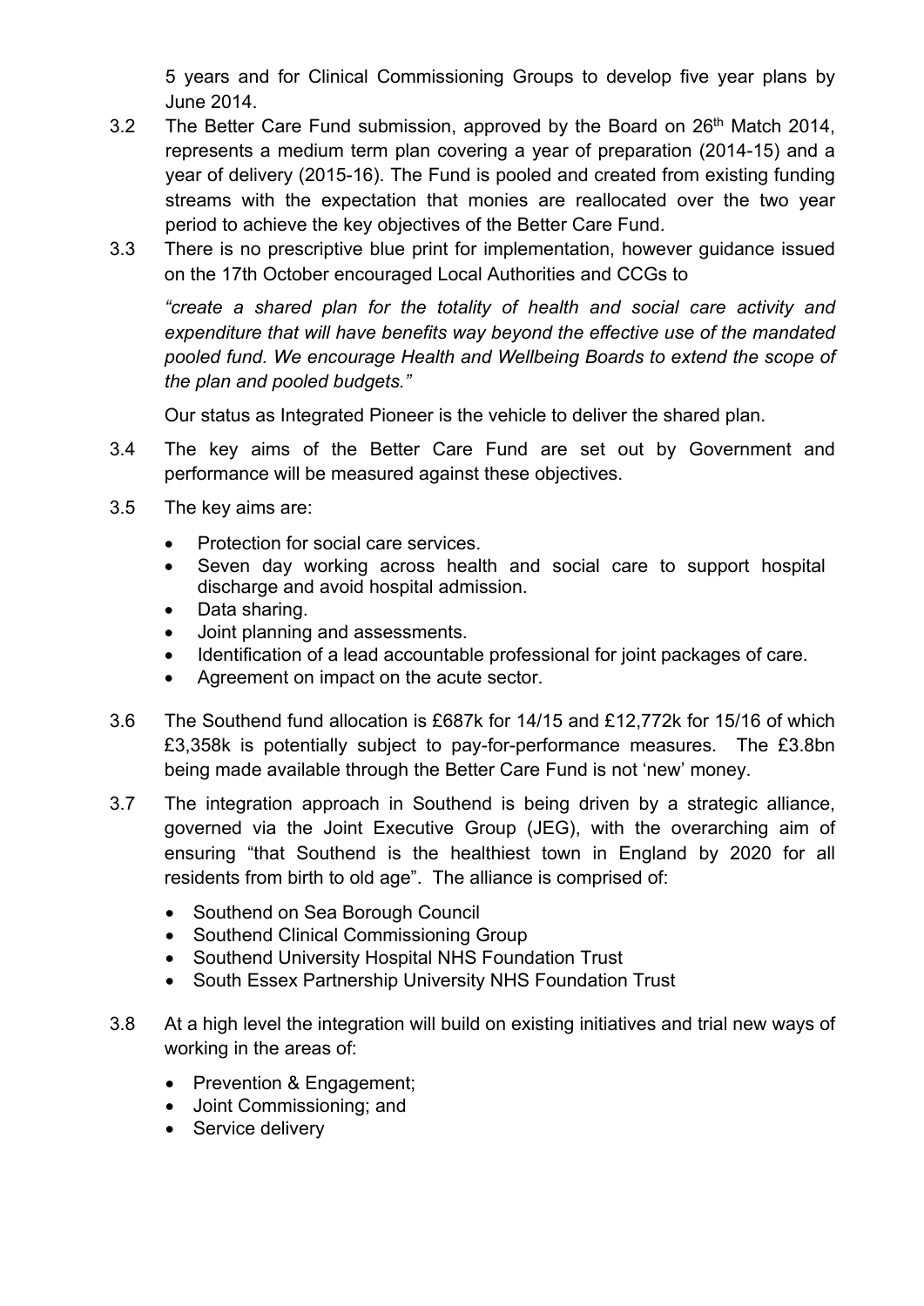5 years and for Clinical Commissioning Groups to develop five year plans by June 2014.

3.2 The Better Care Fund submission, approved by the Board on 26th Match 2014, represents a medium term plan covering a year of preparation (2014-15) and a year of delivery (2015-16). The Fund is pooled and created from existing funding streams with the expectation that monies are reallocated over the two year period to achieve the key objectives of the Better Care Fund.

3.3 There is no prescriptive blue print for implementation, however guidance issued on the 17th October encouraged Local Authorities and CCGs to

*"create a shared plan for the totality of health and social care activity and expenditure that will have benefits way beyond the effective use of the mandated pooled fund. We encourage Health and Wellbeing Boards to extend the scope of the plan and pooled budgets."*

Our status as Integrated Pioneer is the vehicle to deliver the shared plan.

3.4 The key aims of the Better Care Fund are set out by Government and performance will be measured against these objectives.

3.5 The key aims are:

- Protection for social care services.
- Seven day working across health and social care to support hospital discharge and avoid hospital admission.
- Data sharing.
- Joint planning and assessments.
- Identification of a lead accountable professional for joint packages of care.
- Agreement on impact on the acute sector.

3.6 The Southend fund allocation is £687k for 14/15 and £12,772k for 15/16 of which £3,358k is potentially subject to pay-for-performance measures. The £3.8bn being made available through the Better Care Fund is not 'new' money.

3.7 The integration approach in Southend is being driven by a strategic alliance, governed via the Joint Executive Group (JEG), with the overarching aim of ensuring "that Southend is the healthiest town in England by 2020 for all residents from birth to old age". The alliance is comprised of:

- Southend on Sea Borough Council
- Southend Clinical Commissioning Group
- Southend University Hospital NHS Foundation Trust
- South Essex Partnership University NHS Foundation Trust

3.8 At a high level the integration will build on existing initiatives and trial new ways of working in the areas of:

- Prevention & Engagement;
- Joint Commissioning; and
- Service delivery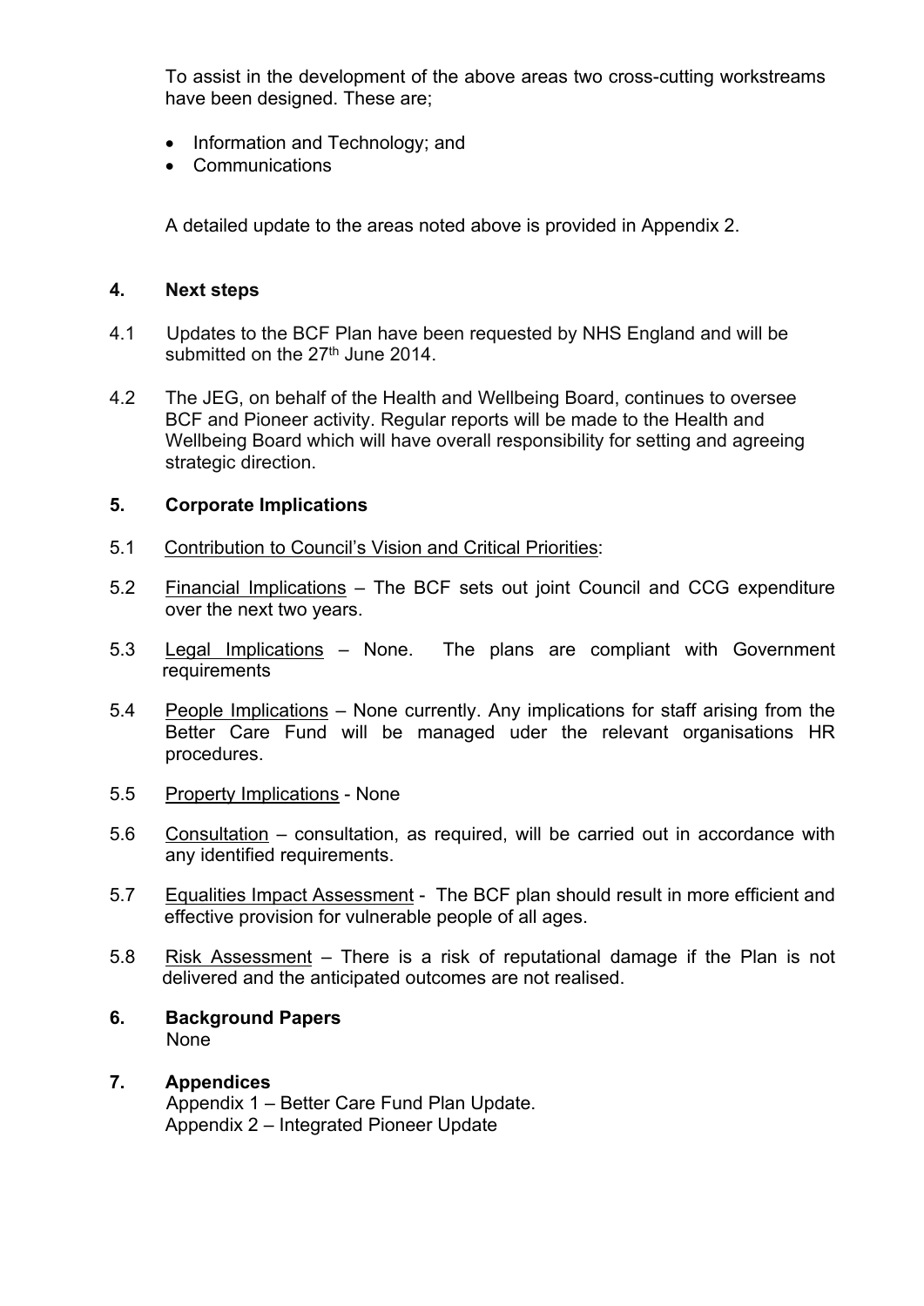To assist in the development of the above areas two cross-cutting workstreams have been designed. These are;

- Information and Technology; and
- Communications

A detailed update to the areas noted above is provided in Appendix 2.

## 4. Next steps

4.1 Updates to the BCF Plan have been requested by NHS England and will be submitted on the 27th June 2014.

4.2 The JEG, on behalf of the Health and Wellbeing Board, continues to oversee BCF and Pioneer activity. Regular reports will be made to the Health and Wellbeing Board which will have overall responsibility for setting and agreeing strategic direction.

## 5. Corporate Implications

5.1 Contribution to Council's Vision and Critical Priorities:

5.2 Financial Implications – The BCF sets out joint Council and CCG expenditure over the next two years.

5.3 Legal Implications – None. The plans are compliant with Government requirements

5.4 People Implications – None currently. Any implications for staff arising from the Better Care Fund will be managed uder the relevant organisations HR procedures.

5.5 Property Implications - None

5.6 Consultation – consultation, as required, will be carried out in accordance with any identified requirements.

5.7 Equalities Impact Assessment - The BCF plan should result in more efficient and effective provision for vulnerable people of all ages.

5.8 Risk Assessment – There is a risk of reputational damage if the Plan is not delivered and the anticipated outcomes are not realised.

## 6. Background Papers

None

## 7. Appendices

Appendix 1 – Better Care Fund Plan Update.
Appendix 2 – Integrated Pioneer Update